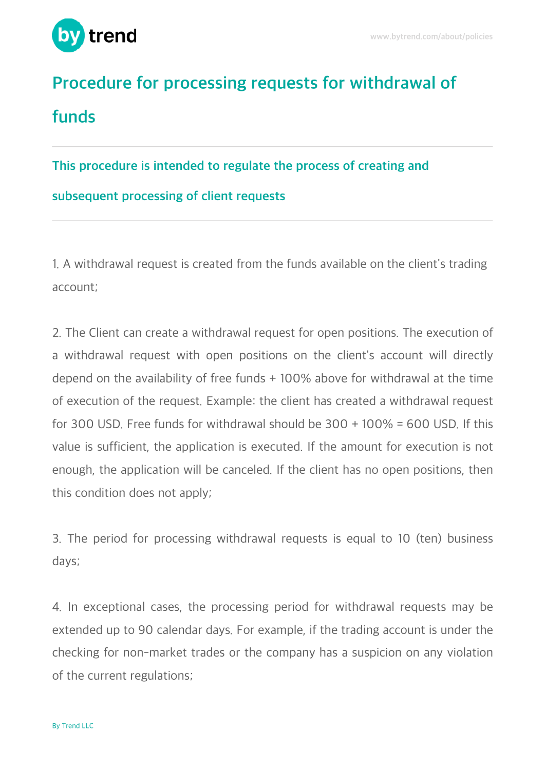# Procedure for processing requests for withdrawal of funds

## This procedure is intended to regulate the process of creating and subsequent processing of client requests

1. A withdrawal request is created from the funds available on the client's trading account;

2. The Client can create a withdrawal request for open positions. The execution of a withdrawal request with open positions on the client's account will directly depend on the availability of free funds + 100% above for withdrawal at the time of execution of the request. Example: the client has created a withdrawal request for 300 USD. Free funds for withdrawal should be 300 + 100% = 600 USD. If this value is sufficient, the application is executed. If the amount for execution is not enough, the application will be canceled. If the client has no open positions, then this condition does not apply;

3. The period for processing withdrawal requests is equal to 10 (ten) business days;

4. In exceptional cases, the processing period for withdrawal requests may be extended up to 90 calendar days. For example, if the trading account is under the checking for non-market trades or the company has a suspicion on any violation of the current regulations;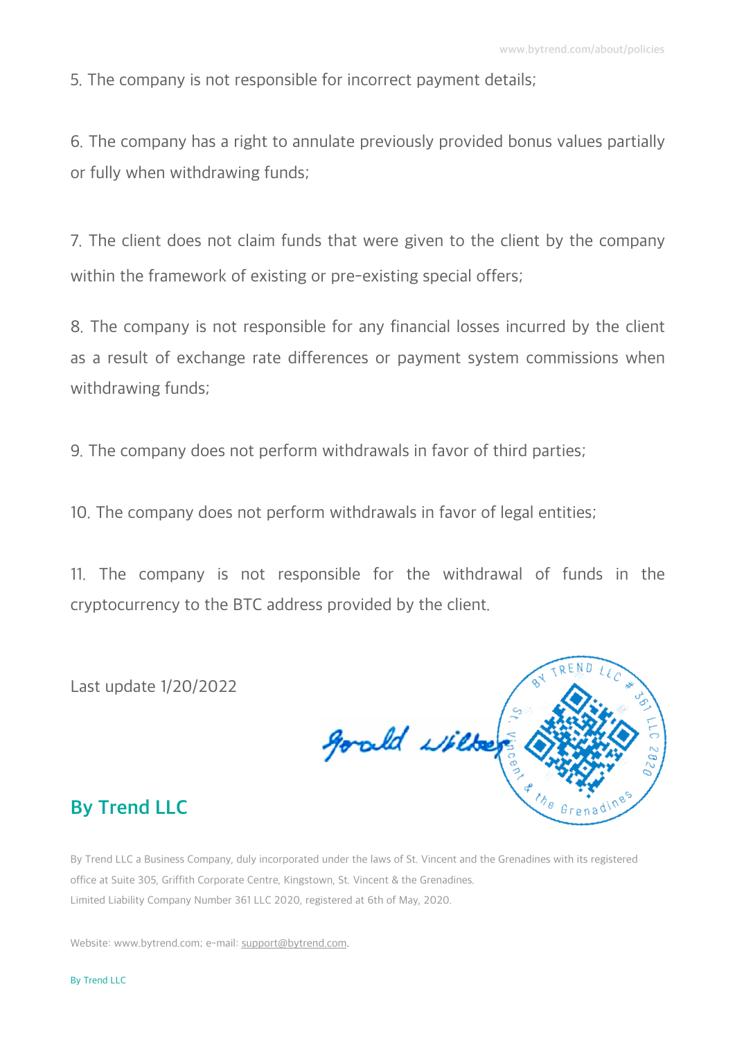5. The company is not responsible for incorrect payment details;

6. The company has a right to annulate previously provided bonus values partially or fully when withdrawing funds;

7. The client does not claim funds that were given to the client by the company within the framework of existing or pre-existing special offers;

8. The company is not responsible for any financial losses incurred by the client as a result of exchange rate differences or payment system commissions when withdrawing funds;

9. The company does not perform withdrawals in favor of third parties;

10. The company does not perform withdrawals in favor of legal entities;

11. The company is not responsible for the withdrawal of funds in the cryptocurrency to the BTC address provided by the client.

Last update 1/20/2022

## By Trend LLC

By Trend LLC a Business Company, duly incorporated under the laws of St. Vincent and the Grenadines with its registered office at Suite 305, Griffith Corporate Centre, Kingstown, St. Vincent & the Grenadines.
Limited Liability Company Number 361 LLC 2020, registered at 6th of May, 2020.

Website: www.bytrend.com; e-mail: support@bytrend.com.